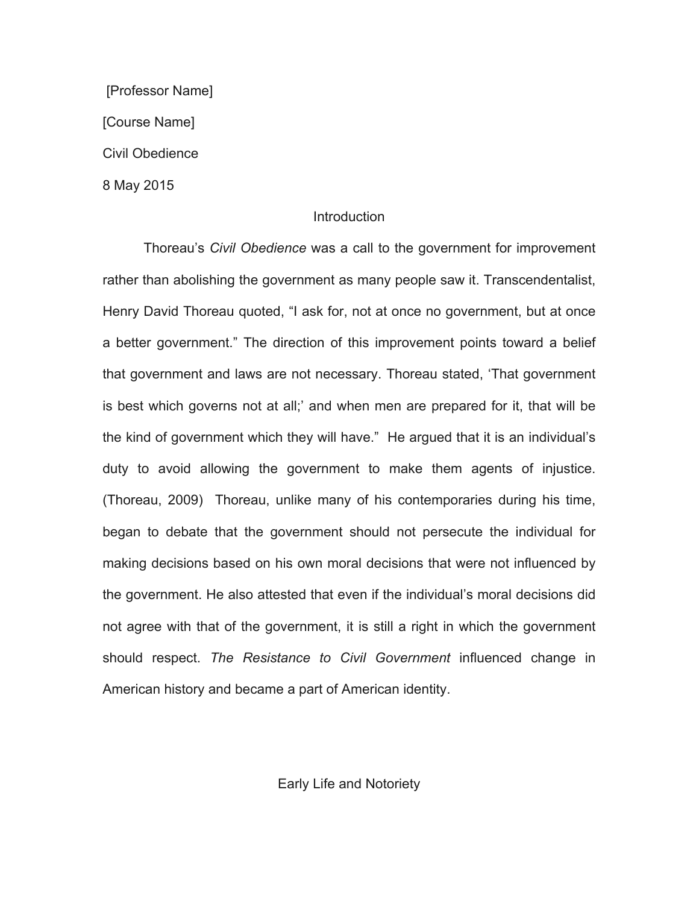[Professor Name]

[Course Name]

Civil Obedience

8 May 2015

## Introduction

Thoreau's *Civil Obedience* was a call to the government for improvement rather than abolishing the government as many people saw it. Transcendentalist, Henry David Thoreau quoted, "I ask for, not at once no government, but at once a better government." The direction of this improvement points toward a belief that government and laws are not necessary. Thoreau stated, 'That government is best which governs not at all;' and when men are prepared for it, that will be the kind of government which they will have." He argued that it is an individual's duty to avoid allowing the government to make them agents of injustice. (Thoreau, 2009) Thoreau, unlike many of his contemporaries during his time, began to debate that the government should not persecute the individual for making decisions based on his own moral decisions that were not influenced by the government. He also attested that even if the individual's moral decisions did not agree with that of the government, it is still a right in which the government should respect. *The Resistance to Civil Government* influenced change in American history and became a part of American identity.

## Early Life and Notoriety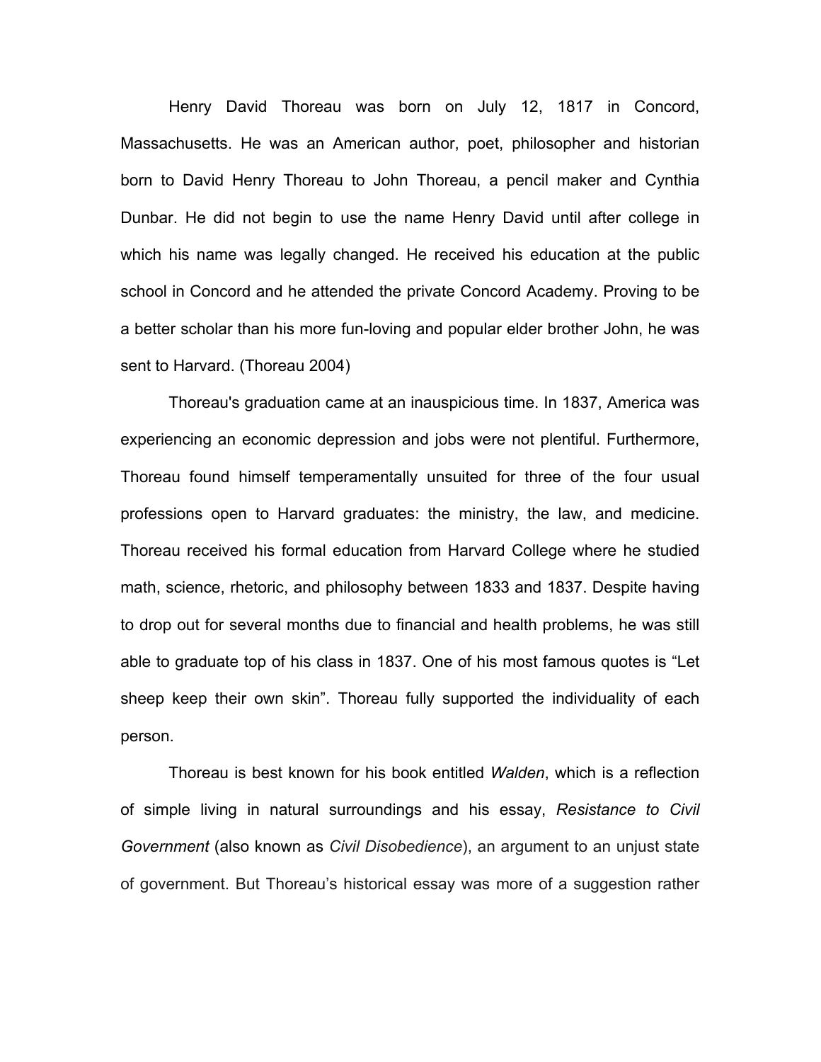Henry David Thoreau was born on July 12, 1817 in Concord, Massachusetts. He was an American author, poet, philosopher and historian born to David Henry Thoreau to John Thoreau, a pencil maker and Cynthia Dunbar. He did not begin to use the name Henry David until after college in which his name was legally changed. He received his education at the public school in Concord and he attended the private Concord Academy. Proving to be a better scholar than his more fun-loving and popular elder brother John, he was sent to Harvard. (Thoreau 2004)

Thoreau's graduation came at an inauspicious time. In 1837, America was experiencing an economic depression and jobs were not plentiful. Furthermore, Thoreau found himself temperamentally unsuited for three of the four usual professions open to Harvard graduates: the ministry, the law, and medicine. Thoreau received his formal education from Harvard College where he studied math, science, rhetoric, and philosophy between 1833 and 1837. Despite having to drop out for several months due to financial and health problems, he was still able to graduate top of his class in 1837. One of his most famous quotes is "Let sheep keep their own skin". Thoreau fully supported the individuality of each person.

Thoreau is best known for his book entitled *Walden*, which is a reflection of simple living in natural surroundings and his essay, *Resistance to Civil Government* (also known as *Civil Disobedience*), an argument to an unjust state of government. But Thoreau's historical essay was more of a suggestion rather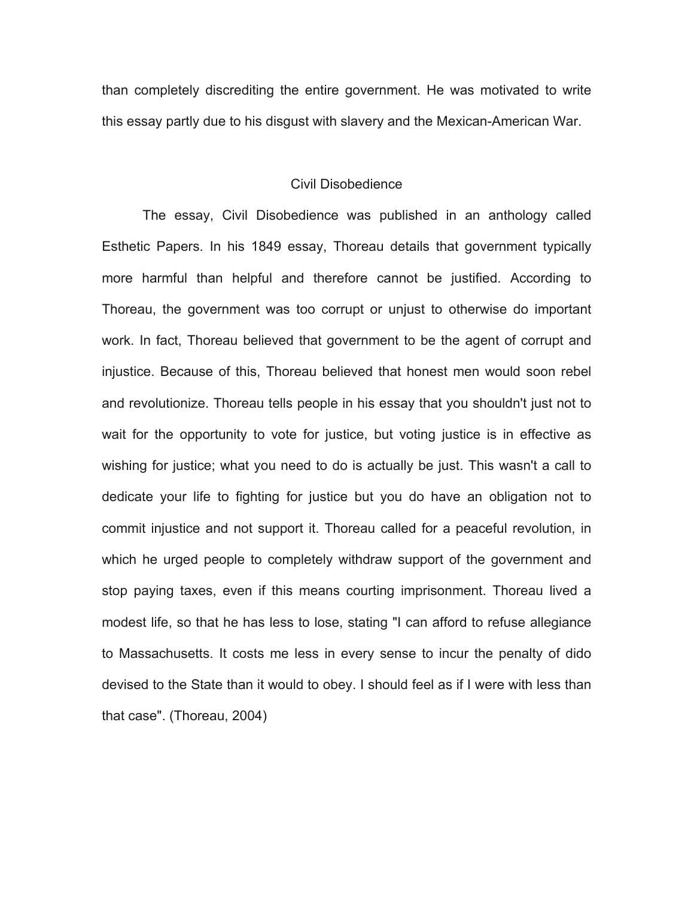than completely discrediting the entire government. He was motivated to write this essay partly due to his disgust with slavery and the Mexican-American War.

## Civil Disobedience

The essay, Civil Disobedience was published in an anthology called Esthetic Papers. In his 1849 essay, Thoreau details that government typically more harmful than helpful and therefore cannot be justified. According to Thoreau, the government was too corrupt or unjust to otherwise do important work. In fact, Thoreau believed that government to be the agent of corrupt and injustice. Because of this, Thoreau believed that honest men would soon rebel and revolutionize. Thoreau tells people in his essay that you shouldn't just not to wait for the opportunity to vote for justice, but voting justice is in effective as wishing for justice; what you need to do is actually be just. This wasn't a call to dedicate your life to fighting for justice but you do have an obligation not to commit injustice and not support it. Thoreau called for a peaceful revolution, in which he urged people to completely withdraw support of the government and stop paying taxes, even if this means courting imprisonment. Thoreau lived a modest life, so that he has less to lose, stating "I can afford to refuse allegiance to Massachusetts. It costs me less in every sense to incur the penalty of dido devised to the State than it would to obey. I should feel as if I were with less than that case". (Thoreau, 2004)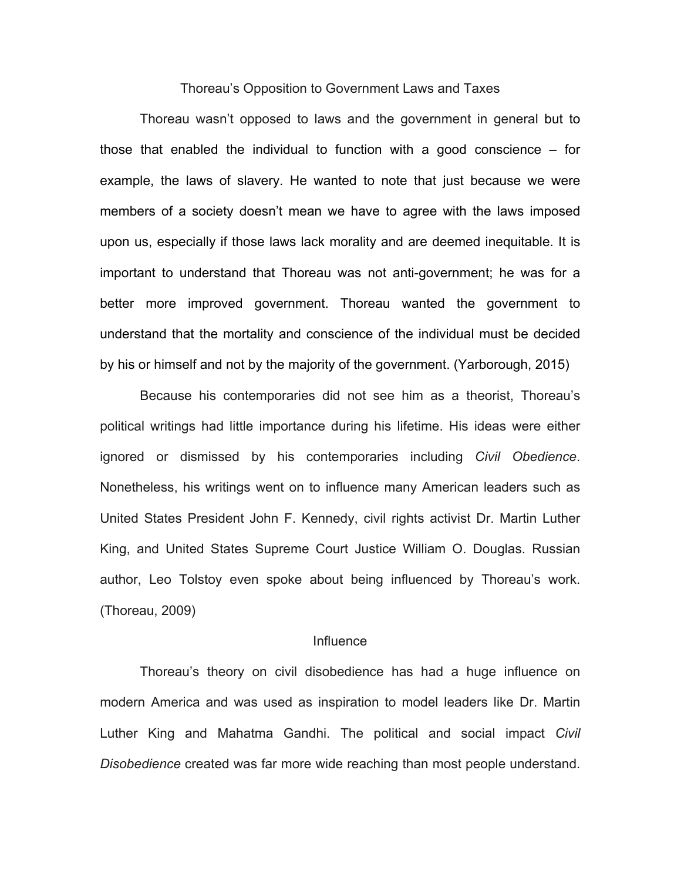## Thoreau's Opposition to Government Laws and Taxes

Thoreau wasn't opposed to laws and the government in general but to those that enabled the individual to function with a good conscience – for example, the laws of slavery. He wanted to note that just because we were members of a society doesn't mean we have to agree with the laws imposed upon us, especially if those laws lack morality and are deemed inequitable. It is important to understand that Thoreau was not anti-government; he was for a better more improved government. Thoreau wanted the government to understand that the mortality and conscience of the individual must be decided by his or himself and not by the majority of the government. (Yarborough, 2015)

Because his contemporaries did not see him as a theorist, Thoreau's political writings had little importance during his lifetime. His ideas were either ignored or dismissed by his contemporaries including *Civil Obedience*. Nonetheless, his writings went on to influence many American leaders such as United States President John F. Kennedy, civil rights activist Dr. Martin Luther King, and United States Supreme Court Justice William O. Douglas. Russian author, Leo Tolstoy even spoke about being influenced by Thoreau's work. (Thoreau, 2009)

## Influence

Thoreau's theory on civil disobedience has had a huge influence on modern America and was used as inspiration to model leaders like Dr. Martin Luther King and Mahatma Gandhi. The political and social impact *Civil Disobedience* created was far more wide reaching than most people understand.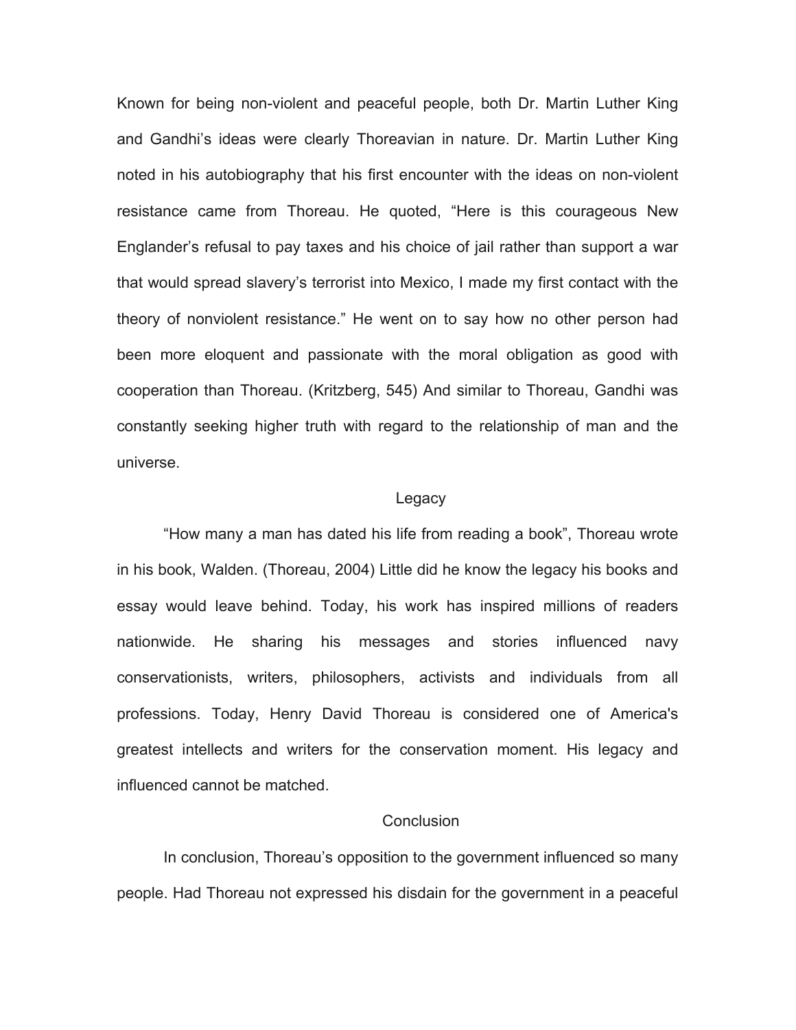Known for being non-violent and peaceful people, both Dr. Martin Luther King and Gandhi's ideas were clearly Thoreavian in nature. Dr. Martin Luther King noted in his autobiography that his first encounter with the ideas on non-violent resistance came from Thoreau. He quoted, "Here is this courageous New Englander's refusal to pay taxes and his choice of jail rather than support a war that would spread slavery's terrorist into Mexico, I made my first contact with the theory of nonviolent resistance." He went on to say how no other person had been more eloquent and passionate with the moral obligation as good with cooperation than Thoreau. (Kritzberg, 545) And similar to Thoreau, Gandhi was constantly seeking higher truth with regard to the relationship of man and the universe.

## Legacy

"How many a man has dated his life from reading a book", Thoreau wrote in his book, Walden. (Thoreau, 2004) Little did he know the legacy his books and essay would leave behind. Today, his work has inspired millions of readers nationwide. He sharing his messages and stories influenced navy conservationists, writers, philosophers, activists and individuals from all professions. Today, Henry David Thoreau is considered one of America's greatest intellects and writers for the conservation moment. His legacy and influenced cannot be matched.

## Conclusion

In conclusion, Thoreau's opposition to the government influenced so many people. Had Thoreau not expressed his disdain for the government in a peaceful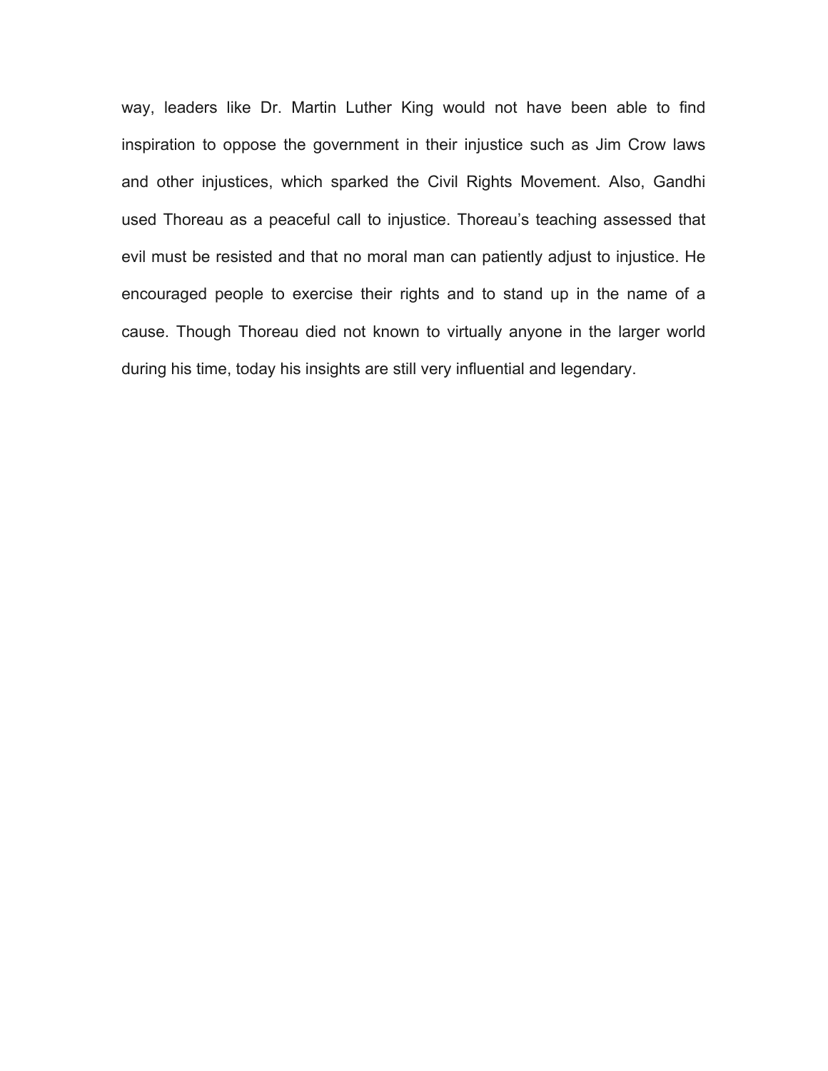way, leaders like Dr. Martin Luther King would not have been able to find inspiration to oppose the government in their injustice such as Jim Crow laws and other injustices, which sparked the Civil Rights Movement. Also, Gandhi used Thoreau as a peaceful call to injustice. Thoreau's teaching assessed that evil must be resisted and that no moral man can patiently adjust to injustice. He encouraged people to exercise their rights and to stand up in the name of a cause. Though Thoreau died not known to virtually anyone in the larger world during his time, today his insights are still very influential and legendary.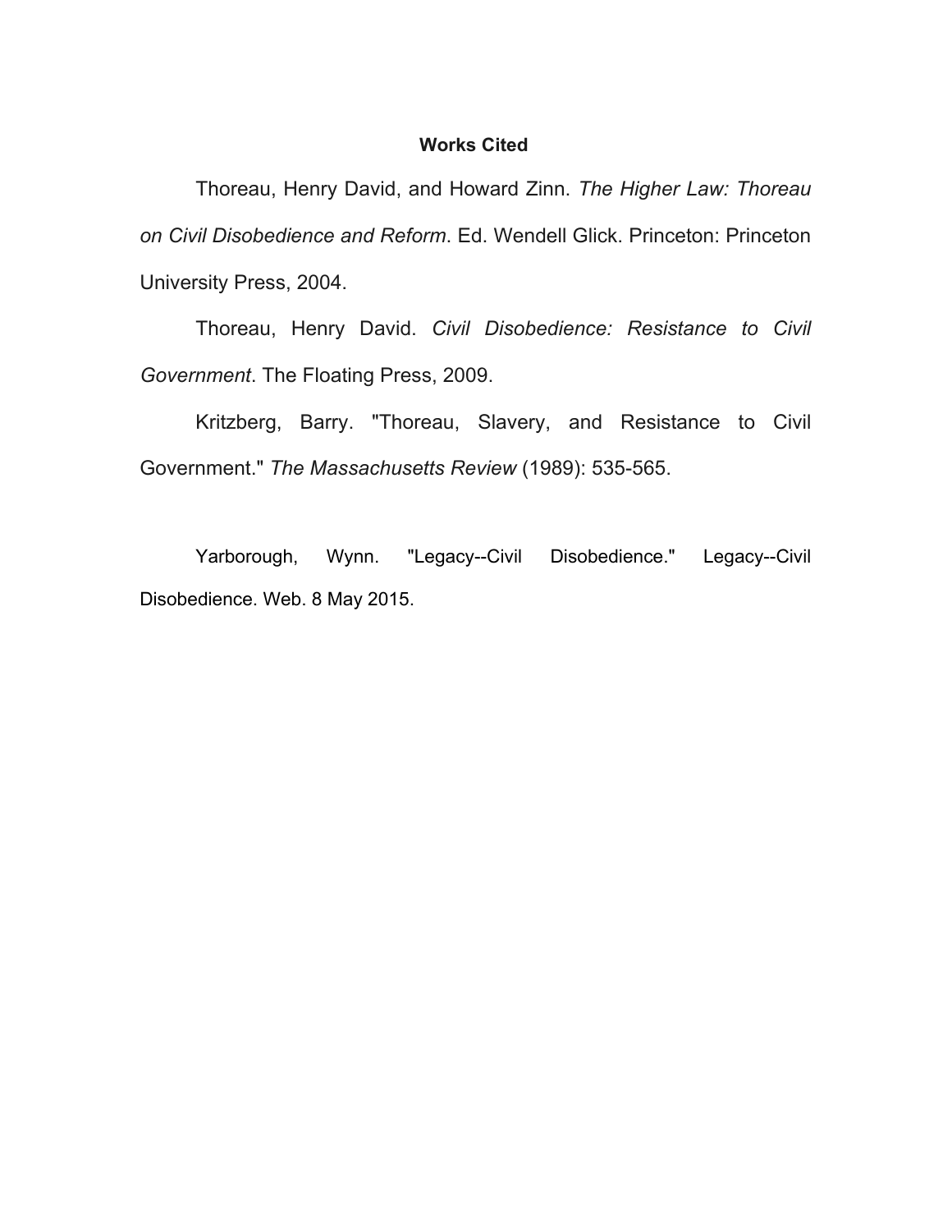**Works Cited**

Thoreau, Henry David, and Howard Zinn. *The Higher Law: Thoreau on Civil Disobedience and Reform*. Ed. Wendell Glick. Princeton: Princeton University Press, 2004.

Thoreau, Henry David. *Civil Disobedience: Resistance to Civil Government*. The Floating Press, 2009.

Kritzberg, Barry. "Thoreau, Slavery, and Resistance to Civil Government." *The Massachusetts Review* (1989): 535-565.

Yarborough, Wynn. "Legacy--Civil Disobedience." Legacy--Civil Disobedience. Web. 8 May 2015.